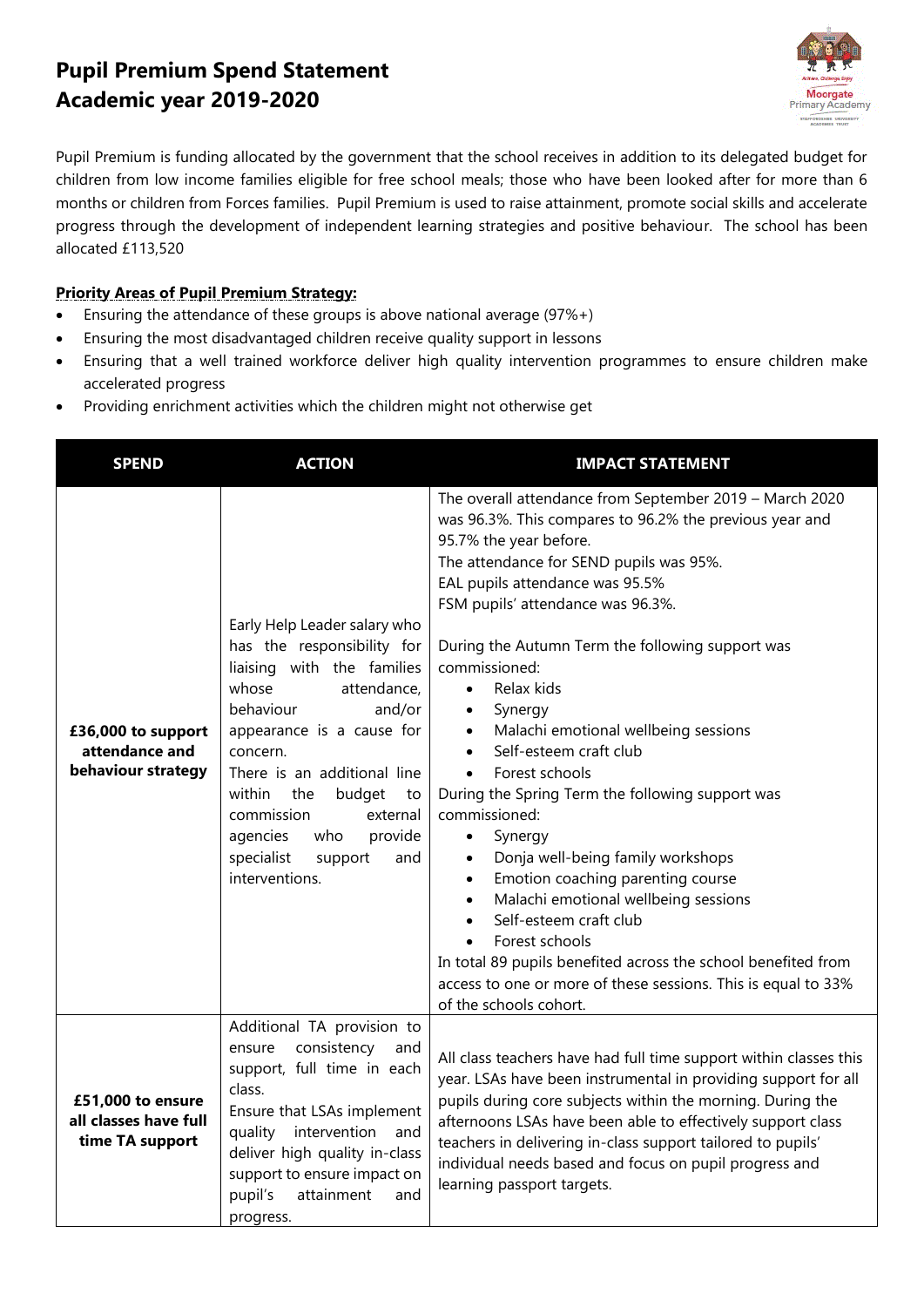# Pupil Premium Spend Statement
# Academic year 2019-2020

Pupil Premium is funding allocated by the government that the school receives in addition to its delegated budget for children from low income families eligible for free school meals; those who have been looked after for more than 6 months or children from Forces families. Pupil Premium is used to raise attainment, promote social skills and accelerate progress through the development of independent learning strategies and positive behaviour. The school has been allocated £113,520

**Priority Areas of Pupil Premium Strategy:**

- Ensuring the attendance of these groups is above national average (97%+)
- Ensuring the most disadvantaged children receive quality support in lessons
- Ensuring that a well trained workforce deliver high quality intervention programmes to ensure children make accelerated progress
- Providing enrichment activities which the children might not otherwise get

| SPEND | ACTION | IMPACT STATEMENT |
|---|---|---|
| **£36,000 to support attendance and behaviour strategy** | Early Help Leader salary who has the responsibility for liaising with the families whose attendance, behaviour and/or appearance is a cause for concern.<br>There is an additional line within the budget to commission external agencies who provide specialist support and interventions. | The overall attendance from September 2019 – March 2020 was 96.3%. This compares to 96.2% the previous year and 95.7% the year before.<br>The attendance for SEND pupils was 95%.<br>EAL pupils attendance was 95.5%<br>FSM pupils' attendance was 96.3%.<br><br>During the Autumn Term the following support was commissioned:<br>• Relax kids<br>• Synergy<br>• Malachi emotional wellbeing sessions<br>• Self-esteem craft club<br>• Forest schools<br>During the Spring Term the following support was commissioned:<br>• Synergy<br>• Donja well-being family workshops<br>• Emotion coaching parenting course<br>• Malachi emotional wellbeing sessions<br>• Self-esteem craft club<br>• Forest schools<br>In total 89 pupils benefited across the school benefited from access to one or more of these sessions. This is equal to 33% of the schools cohort. |
| **£51,000 to ensure all classes have full time TA support** | Additional TA provision to ensure consistency and support, full time in each class.<br>Ensure that LSAs implement quality intervention and deliver high quality in-class support to ensure impact on pupil's attainment and progress. | All class teachers have had full time support within classes this year. LSAs have been instrumental in providing support for all pupils during core subjects within the morning. During the afternoons LSAs have been able to effectively support class teachers in delivering in-class support tailored to pupils' individual needs based and focus on pupil progress and learning passport targets. |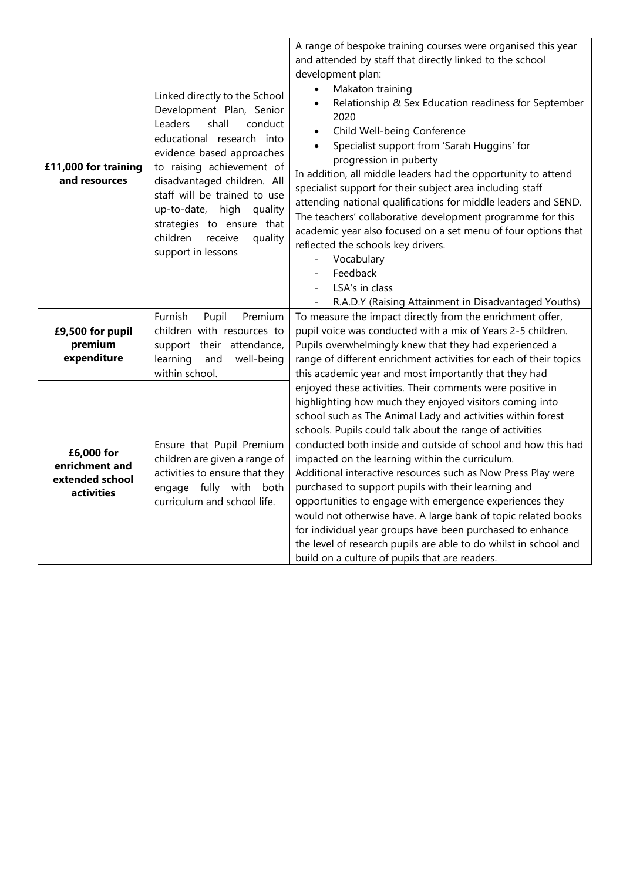| | | |
|---|---|---|
| **£11,000 for training and resources** | Linked directly to the School Development Plan, Senior Leaders shall conduct educational research into evidence based approaches to raising achievement of disadvantaged children. All staff will be trained to use up-to-date, high quality strategies to ensure that children receive quality support in lessons | A range of bespoke training courses were organised this year and attended by staff that directly linked to the school development plan:<br>• Makaton training<br>• Relationship & Sex Education readiness for September 2020<br>• Child Well-being Conference<br>• Specialist support from 'Sarah Huggins' for progression in puberty<br>In addition, all middle leaders had the opportunity to attend specialist support for their subject area including staff attending national qualifications for middle leaders and SEND. The teachers' collaborative development programme for this academic year also focused on a set menu of four options that reflected the schools key drivers.<br>- Vocabulary<br>- Feedback<br>- LSA's in class<br>- R.A.D.Y (Raising Attainment in Disadvantaged Youths) |
| **£9,500 for pupil premium expenditure** | Furnish Pupil Premium children with resources to support their attendance, learning and well-being within school. | To measure the impact directly from the enrichment offer, pupil voice was conducted with a mix of Years 2-5 children. Pupils overwhelmingly knew that they had experienced a range of different enrichment activities for each of their topics this academic year and most importantly that they had enjoyed these activities. Their comments were positive in highlighting how much they enjoyed visitors coming into school such as The Animal Lady and activities within forest schools. Pupils could talk about the range of activities conducted both inside and outside of school and how this had impacted on the learning within the curriculum.<br>Additional interactive resources such as Now Press Play were purchased to support pupils with their learning and opportunities to engage with emergence experiences they would not otherwise have. A large bank of topic related books for individual year groups have been purchased to enhance the level of research pupils are able to do whilst in school and build on a culture of pupils that are readers. |
| **£6,000 for enrichment and extended school activities** | Ensure that Pupil Premium children are given a range of activities to ensure that they engage fully with both curriculum and school life. | |